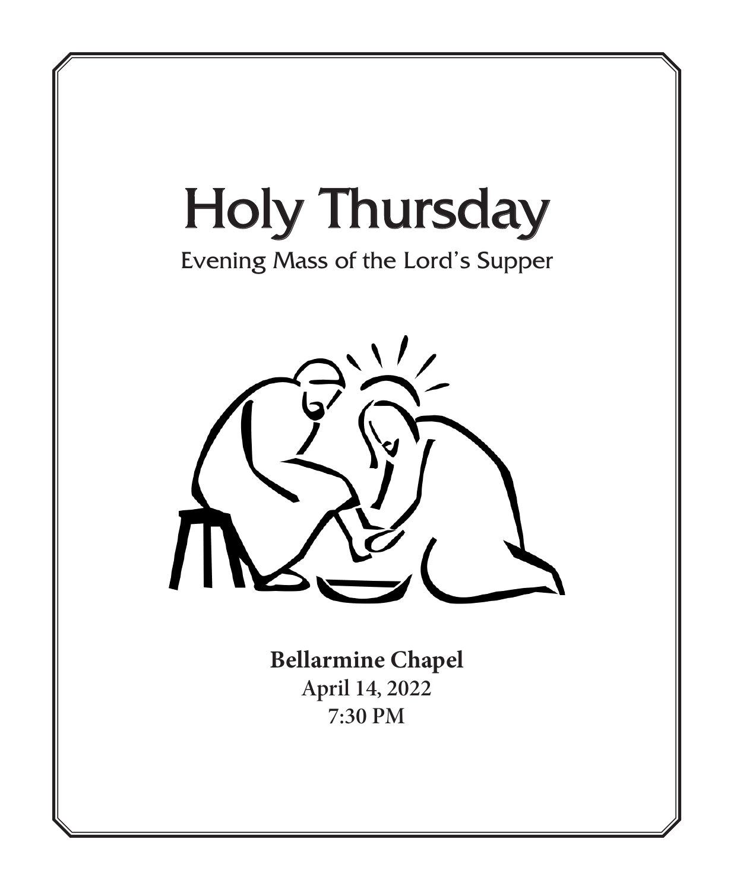# Holy Thursday

## Evening Mass of the Lord's Supper

**Bellarmine Chapel**
**April 14, 2022**
**7:30 PM**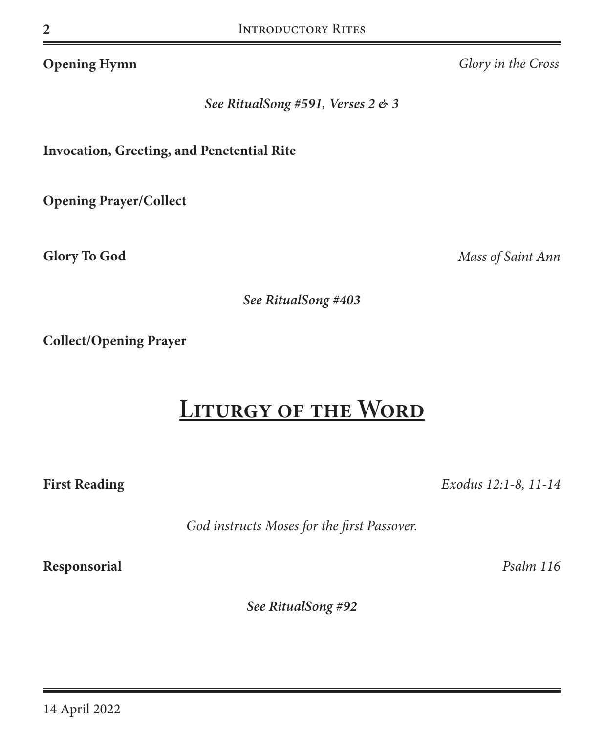**Opening Hymn** *Glory in the Cross*

***See RitualSong #591, Verses 2 & 3***

**Invocation, Greeting, and Penetential Rite**

**Opening Prayer/Collect**

**Glory To God** *Mass of Saint Ann*

***See RitualSong #403***

**Collect/Opening Prayer**

# Liturgy of the Word

**First Reading** *Exodus 12:1-8, 11-14*

*God instructs Moses for the first Passover.*

**Responsorial** *Psalm 116*

***See RitualSong #92***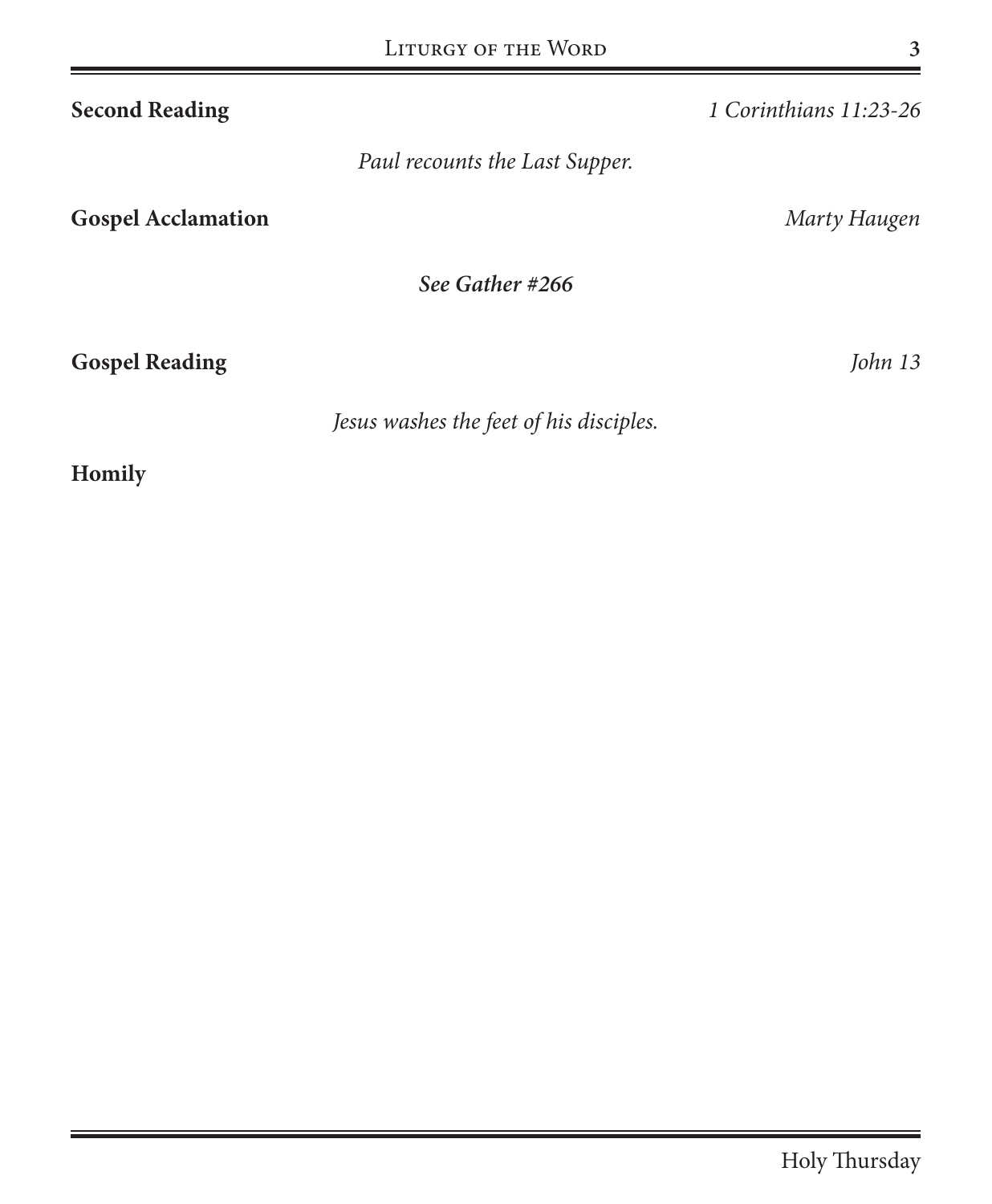**Second Reading** *1 Corinthians 11:23-26*

*Paul recounts the Last Supper.*

**Gospel Acclamation** *Marty Haugen*

***See Gather #266***

**Gospel Reading** *John 13*

*Jesus washes the feet of his disciples.*

**Homily**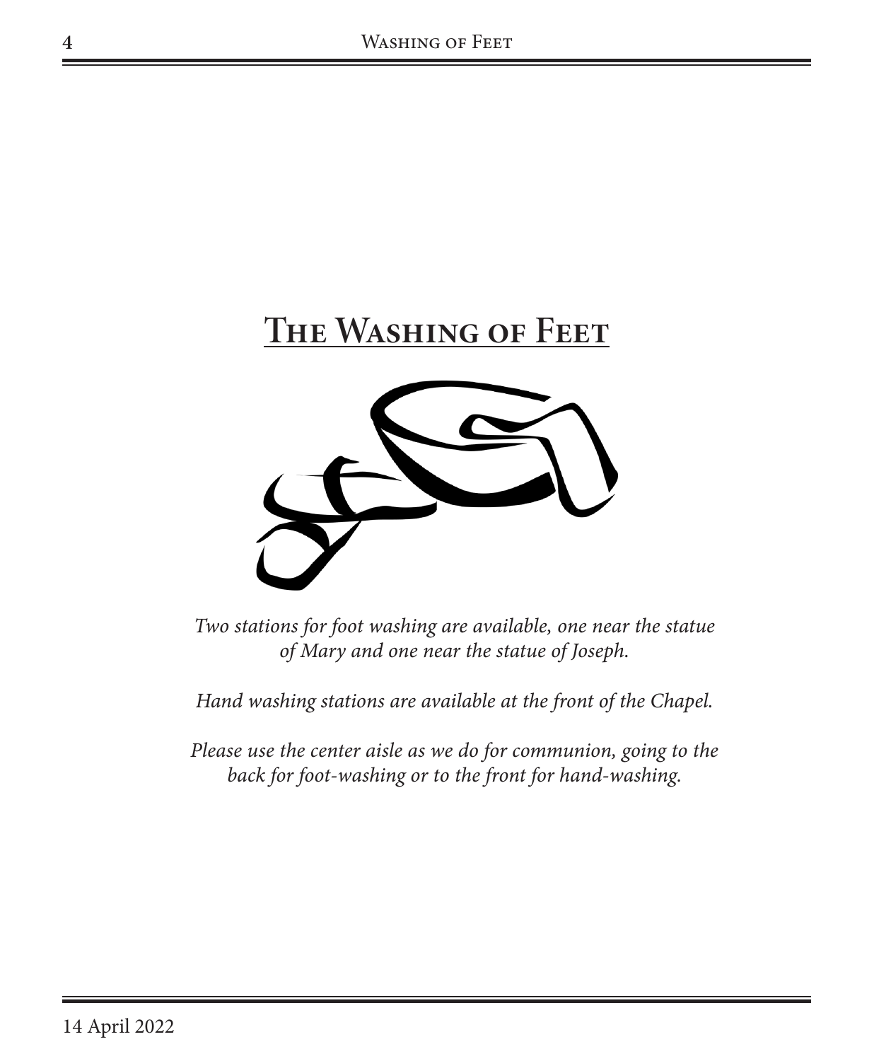# The Washing of Feet

*Two stations for foot washing are available, one near the statue of Mary and one near the statue of Joseph.*

*Hand washing stations are available at the front of the Chapel.*

*Please use the center aisle as we do for communion, going to the back for foot-washing or to the front for hand-washing.*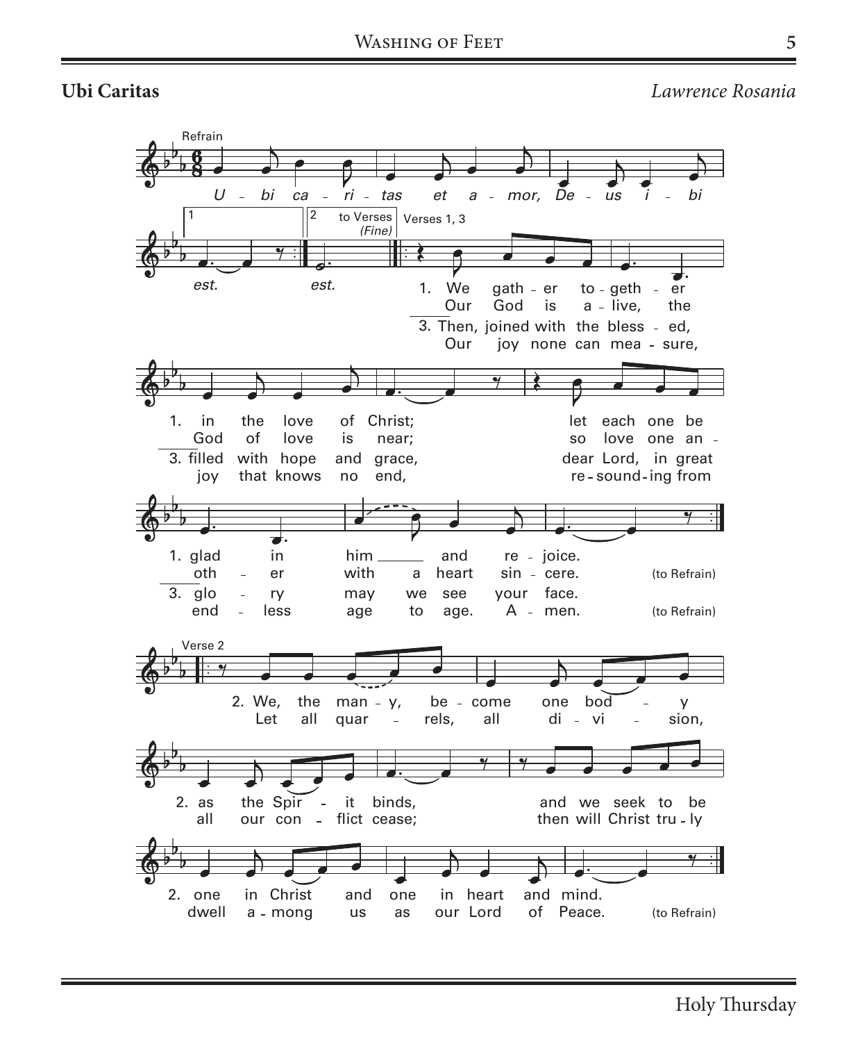**Ubi Caritas** *Lawrence Rosania*

Refrain

*U - bi ca - ri - tas et a - mor, De - us i - bi est.* (1) *est.* (2, to Verses, Fine)

Verses 1, 3

1. We gath - er to - geth - er in the love of Christ; let each one be glad in him and re - joice.
Our God is a - live, the God of love is near; so love one an - oth - er with a heart sin - cere. (to Refrain)

3. Then, joined with the bless - ed, filled with hope and grace, dear Lord, in great glo - ry may we see your face.
Our joy none can mea - sure, joy that knows no end, re - sound - ing from end - less age to age. A - men. (to Refrain)

Verse 2

2. We, the man - y, be - come one bod - y as the Spir - it binds, and we seek to be one in Christ and one in heart and mind.
Let all quar - rels, all di - vi - sion, all our con - flict cease; then will Christ tru - ly dwell a - mong us as our Lord of Peace. (to Refrain)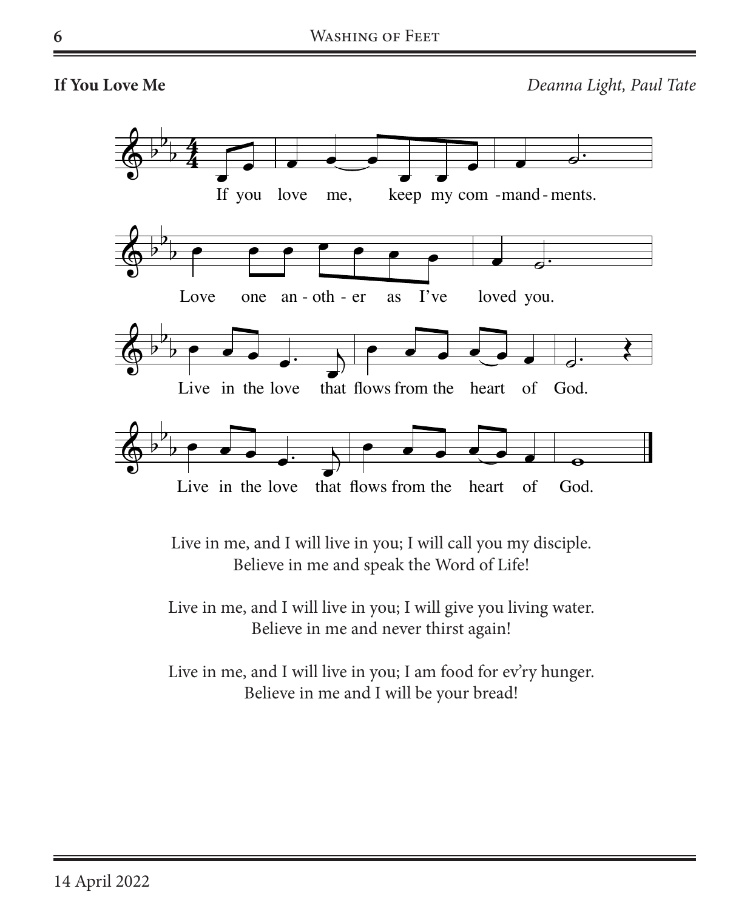**If You Love Me** *Deanna Light, Paul Tate*

If you love me, keep my com-mand-ments.

Love one an-oth-er as I've loved you.

Live in the love that flows from the heart of God.

Live in the love that flows from the heart of God.

Live in me, and I will live in you; I will call you my disciple.
Believe in me and speak the Word of Life!

Live in me, and I will live in you; I will give you living water.
Believe in me and never thirst again!

Live in me, and I will live in you; I am food for ev'ry hunger.
Believe in me and I will be your bread!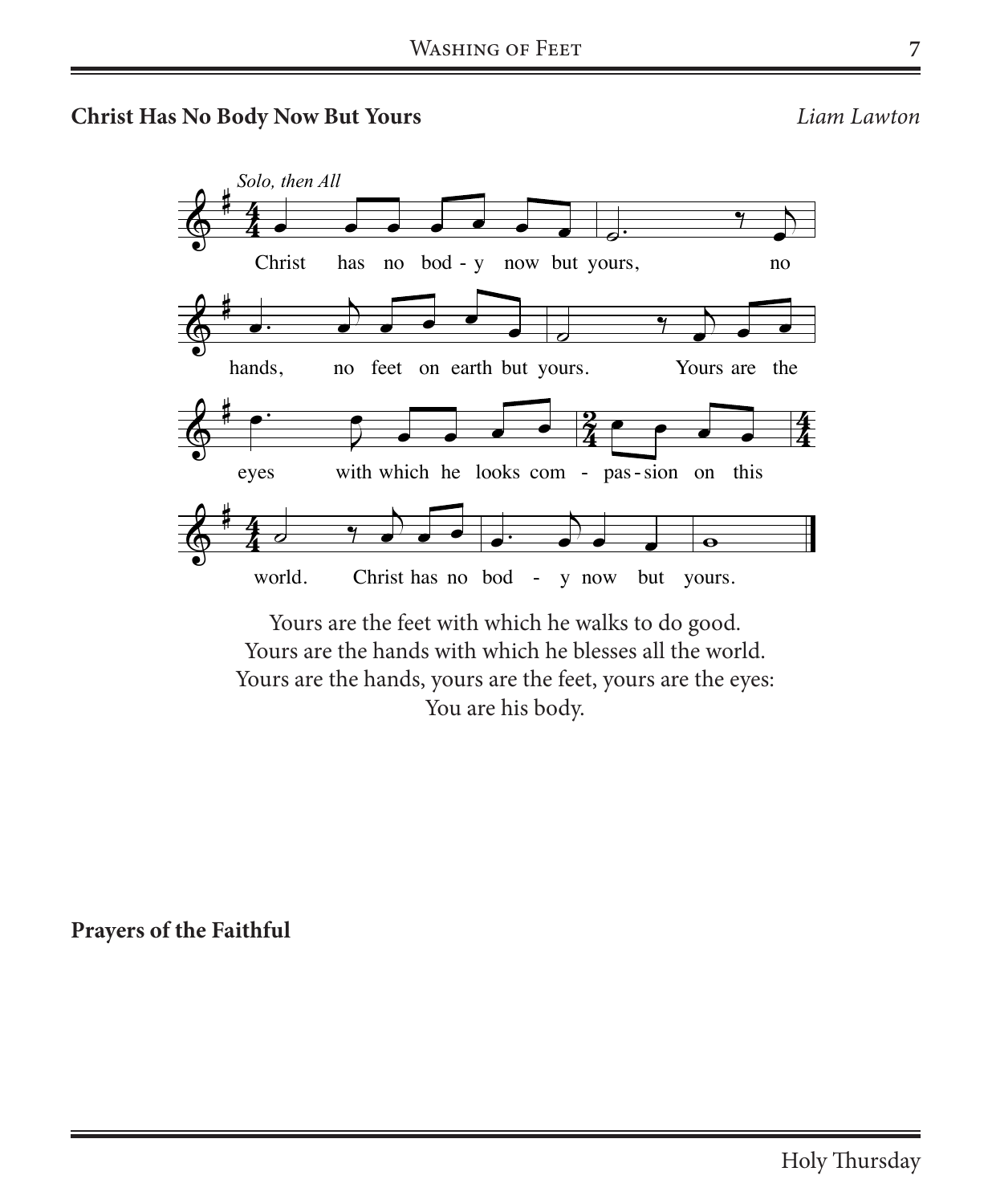**Christ Has No Body Now But Yours** *Liam Lawton*

*Solo, then All*

Christ has no bod - y now but yours, no hands, no feet on earth but yours. Yours are the eyes with which he looks com - pas - sion on this world. Christ has no bod - y now but yours.

Yours are the feet with which he walks to do good.
Yours are the hands with which he blesses all the world.
Yours are the hands, yours are the feet, yours are the eyes:
You are his body.

**Prayers of the Faithful**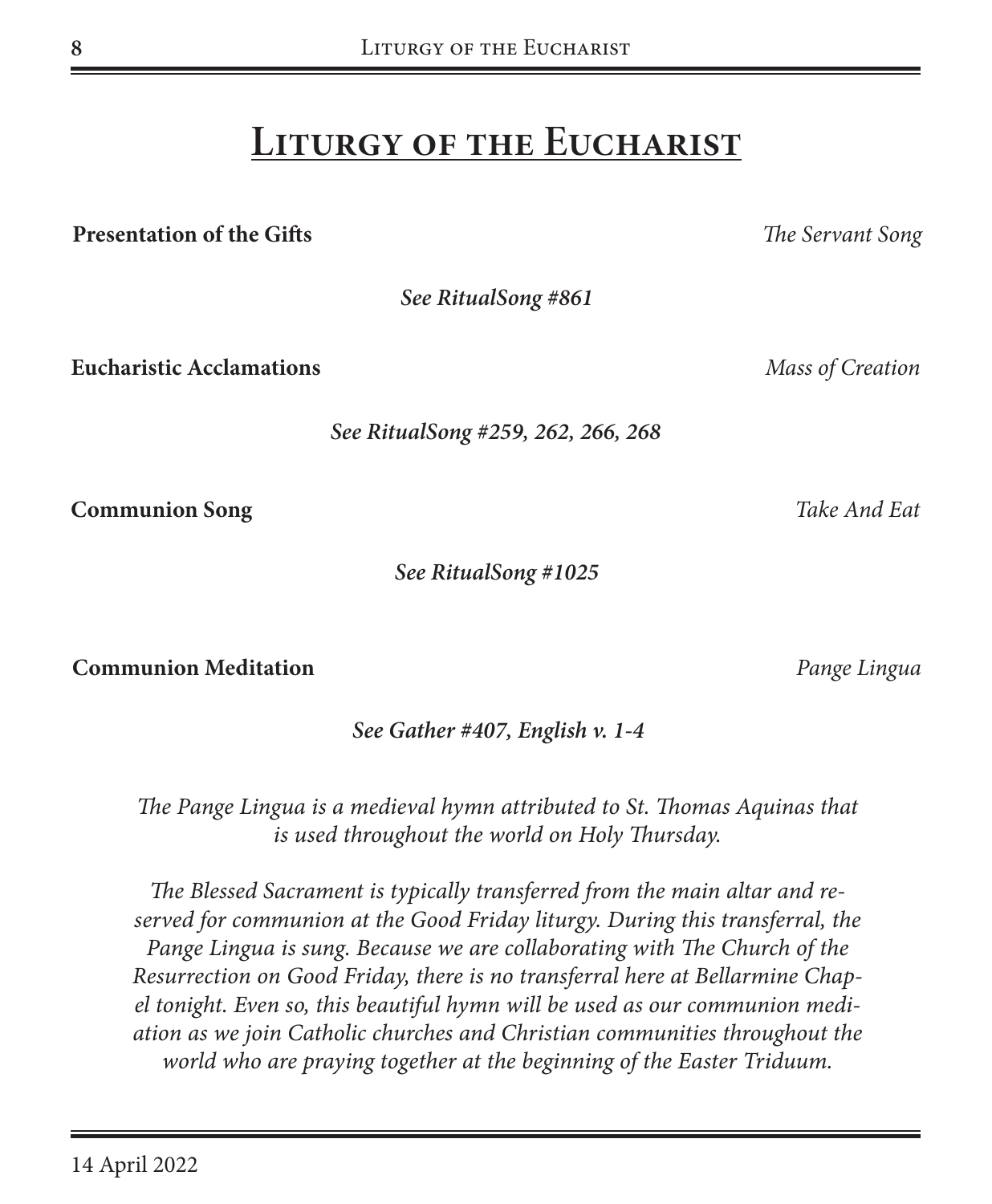# Liturgy of the Eucharist

**Presentation of the Gifts** *The Servant Song*

***See RitualSong #861***

**Eucharistic Acclamations** *Mass of Creation*

***See RitualSong #259, 262, 266, 268***

**Communion Song** *Take And Eat*

***See RitualSong #1025***

**Communion Meditation** *Pange Lingua*

***See Gather #407, English v. 1-4***

*The Pange Lingua is a medieval hymn attributed to St. Thomas Aquinas that is used throughout the world on Holy Thursday.*

*The Blessed Sacrament is typically transferred from the main altar and reserved for communion at the Good Friday liturgy. During this transferral, the Pange Lingua is sung. Because we are collaborating with The Church of the Resurrection on Good Friday, there is no transferral here at Bellarmine Chapel tonight. Even so, this beautiful hymn will be used as our communion meditation as we join Catholic churches and Christian communities throughout the world who are praying together at the beginning of the Easter Triduum.*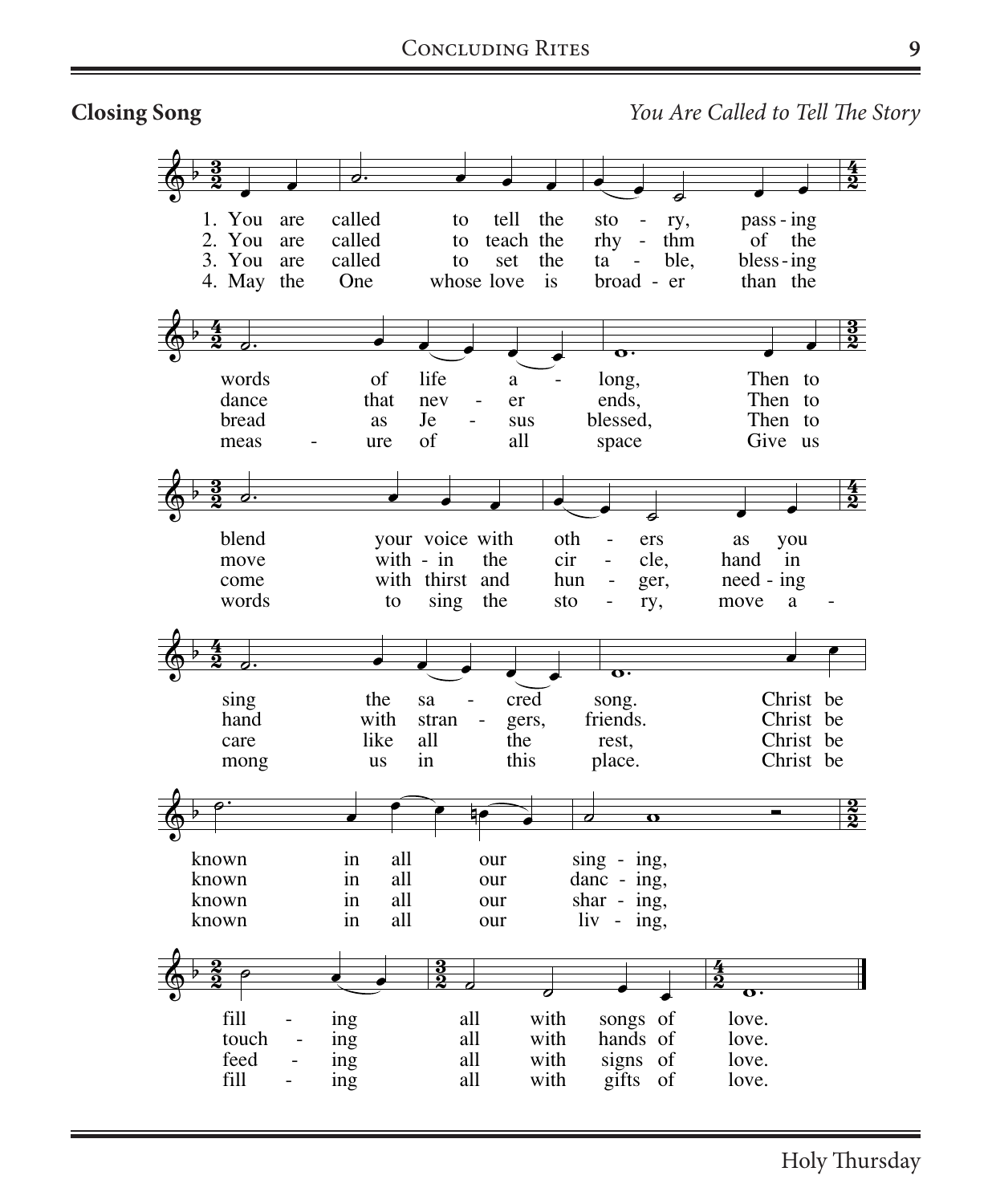## Closing Song

*You Are Called to Tell The Story*

1. You are called to tell the sto - ry, pass - ing words of life a - long, Then to blend your voice with oth - ers as you sing the sa - cred song. Christ be known in all our sing - ing, fill - ing all with songs of love.

2. You are called to teach the rhy - thm of the dance that nev - er ends, Then to move with - in the cir - cle, hand in hand with stran - gers, friends. Christ be known in all our danc - ing, touch - ing all with hands of love.

3. You are called to set the ta - ble, bless - ing bread as Je - sus blessed, Then to come with thirst and hun - ger, need - ing care like all the rest, Christ be known in all our shar - ing, feed - ing all with signs of love.

4. May the One whose love is broad - er than the meas - ure of all space Give us words to sing the sto - ry, move a - mong us in this place. Christ be known in all our liv - ing, fill - ing all with gifts of love.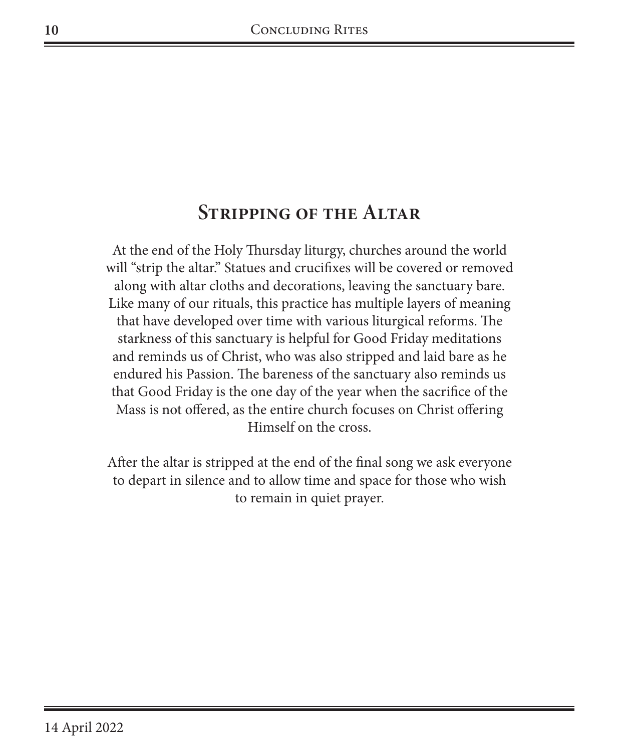## Stripping of the Altar

At the end of the Holy Thursday liturgy, churches around the world will "strip the altar." Statues and crucifixes will be covered or removed along with altar cloths and decorations, leaving the sanctuary bare. Like many of our rituals, this practice has multiple layers of meaning that have developed over time with various liturgical reforms. The starkness of this sanctuary is helpful for Good Friday meditations and reminds us of Christ, who was also stripped and laid bare as he endured his Passion. The bareness of the sanctuary also reminds us that Good Friday is the one day of the year when the sacrifice of the Mass is not offered, as the entire church focuses on Christ offering Himself on the cross.

After the altar is stripped at the end of the final song we ask everyone to depart in silence and to allow time and space for those who wish to remain in quiet prayer.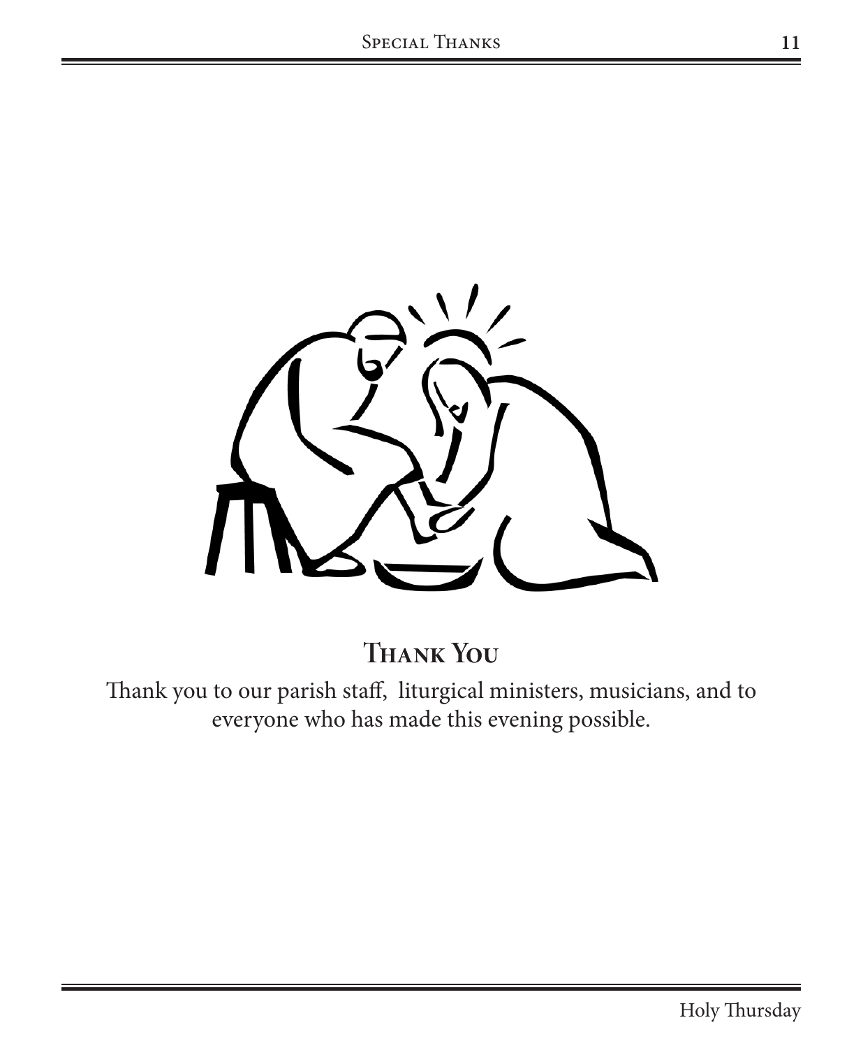## Thank You

Thank you to our parish staff, liturgical ministers, musicians, and to everyone who has made this evening possible.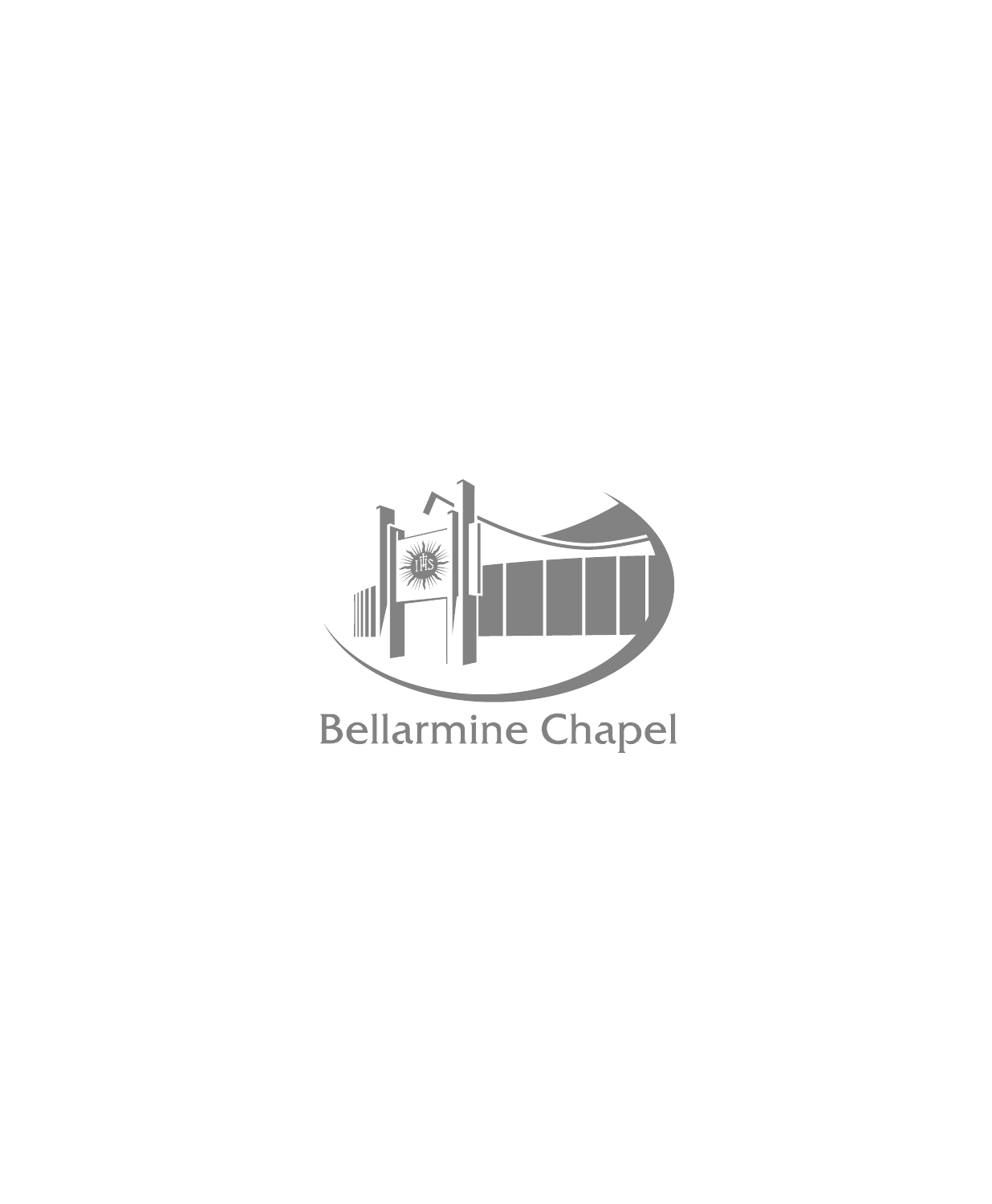Bellarmine Chapel